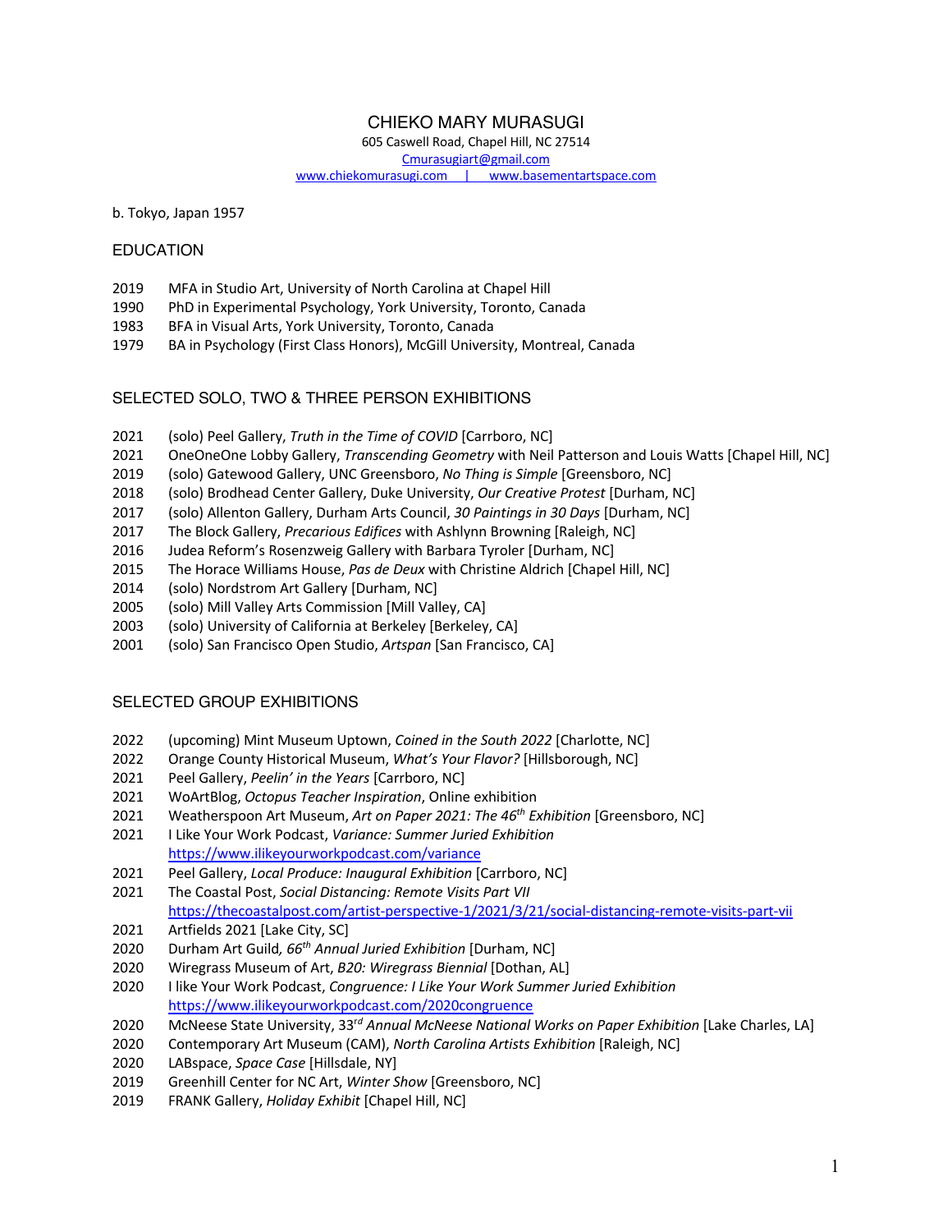# CHIEKO MARY MURASUGI

605 Caswell Road, Chapel Hill, NC 27514
Cmurasugiart@gmail.com
www.chiekomurasugi.com | www.basementartspace.com

b. Tokyo, Japan 1957

## EDUCATION

2019 MFA in Studio Art, University of North Carolina at Chapel Hill
1990 PhD in Experimental Psychology, York University, Toronto, Canada
1983 BFA in Visual Arts, York University, Toronto, Canada
1979 BA in Psychology (First Class Honors), McGill University, Montreal, Canada

## SELECTED SOLO, TWO & THREE PERSON EXHIBITIONS

2021 (solo) Peel Gallery, *Truth in the Time of COVID* [Carrboro, NC]
2021 OneOneOne Lobby Gallery, *Transcending Geometry* with Neil Patterson and Louis Watts [Chapel Hill, NC]
2019 (solo) Gatewood Gallery, UNC Greensboro, *No Thing is Simple* [Greensboro, NC]
2018 (solo) Brodhead Center Gallery, Duke University, *Our Creative Protest* [Durham, NC]
2017 (solo) Allenton Gallery, Durham Arts Council, *30 Paintings in 30 Days* [Durham, NC]
2017 The Block Gallery, *Precarious Edifices* with Ashlynn Browning [Raleigh, NC]
2016 Judea Reform's Rosenzweig Gallery with Barbara Tyroler [Durham, NC]
2015 The Horace Williams House, *Pas de Deux* with Christine Aldrich [Chapel Hill, NC]
2014 (solo) Nordstrom Art Gallery [Durham, NC]
2005 (solo) Mill Valley Arts Commission [Mill Valley, CA]
2003 (solo) University of California at Berkeley [Berkeley, CA]
2001 (solo) San Francisco Open Studio, *Artspan* [San Francisco, CA]

## SELECTED GROUP EXHIBITIONS

2022 (upcoming) Mint Museum Uptown, *Coined in the South 2022* [Charlotte, NC]
2022 Orange County Historical Museum, *What's Your Flavor?* [Hillsborough, NC]
2021 Peel Gallery, *Peelin' in the Years* [Carrboro, NC]
2021 WoArtBlog, *Octopus Teacher Inspiration*, Online exhibition
2021 Weatherspoon Art Museum, *Art on Paper 2021: The 46th Exhibition* [Greensboro, NC]
2021 I Like Your Work Podcast, *Variance: Summer Juried Exhibition*
https://www.ilikeyourworkpodcast.com/variance
2021 Peel Gallery, *Local Produce: Inaugural Exhibition* [Carrboro, NC]
2021 The Coastal Post, *Social Distancing: Remote Visits Part VII*
https://thecoastalpost.com/artist-perspective-1/2021/3/21/social-distancing-remote-visits-part-vii
2021 Artfields 2021 [Lake City, SC]
2020 Durham Art Guild, *66th Annual Juried Exhibition* [Durham, NC]
2020 Wiregrass Museum of Art, *B20: Wiregrass Biennial* [Dothan, AL]
2020 I like Your Work Podcast, *Congruence: I Like Your Work Summer Juried Exhibition*
https://www.ilikeyourworkpodcast.com/2020congruence
2020 McNeese State University, 33rd *Annual McNeese National Works on Paper Exhibition* [Lake Charles, LA]
2020 Contemporary Art Museum (CAM), *North Carolina Artists Exhibition* [Raleigh, NC]
2020 LABspace, *Space Case* [Hillsdale, NY]
2019 Greenhill Center for NC Art, *Winter Show* [Greensboro, NC]
2019 FRANK Gallery, *Holiday Exhibit* [Chapel Hill, NC]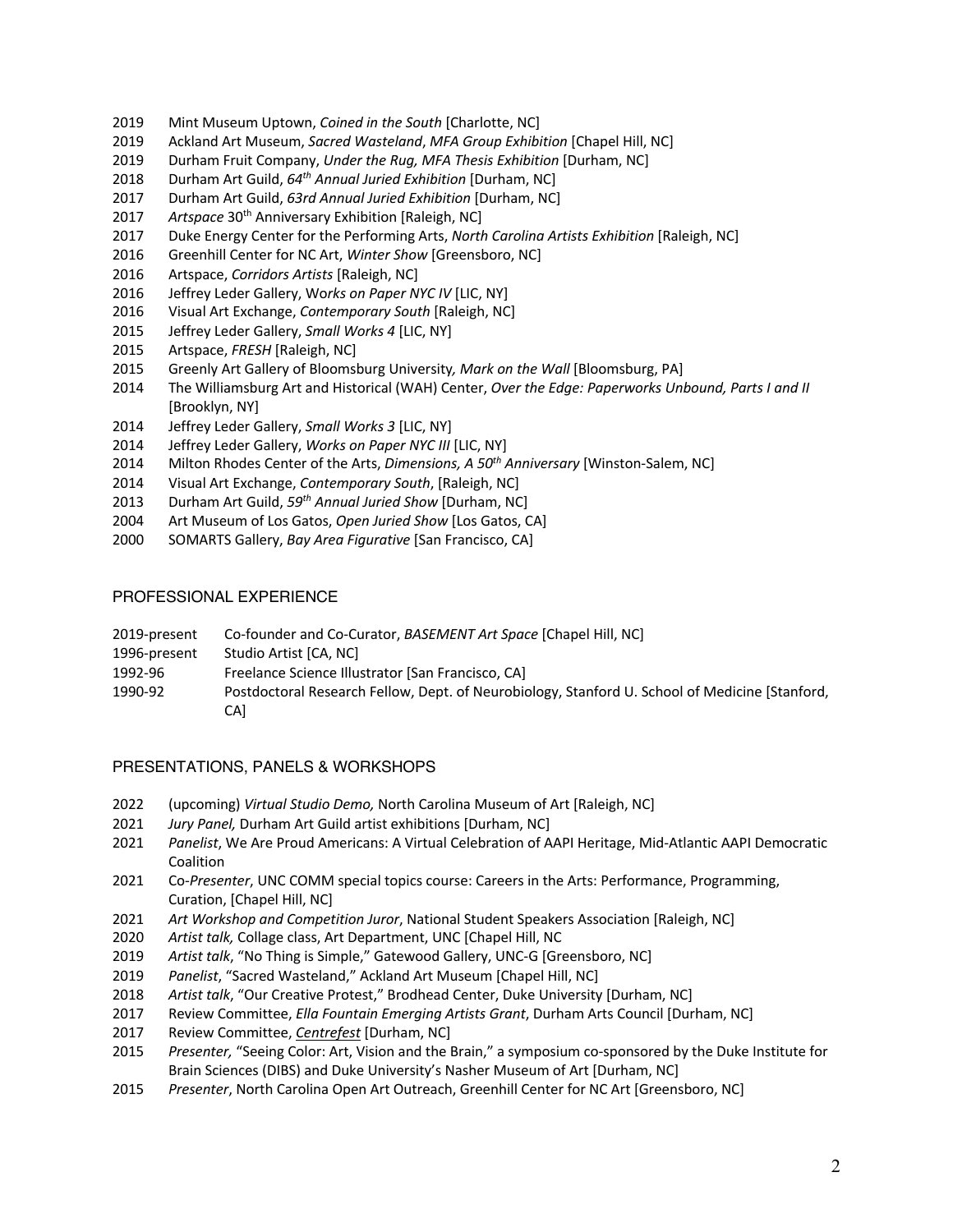2019 Mint Museum Uptown, *Coined in the South* [Charlotte, NC]
2019 Ackland Art Museum, *Sacred Wasteland*, *MFA Group Exhibition* [Chapel Hill, NC]
2019 Durham Fruit Company, *Under the Rug, MFA Thesis Exhibition* [Durham, NC]
2018 Durham Art Guild, *64th Annual Juried Exhibition* [Durham, NC]
2017 Durham Art Guild, *63rd Annual Juried Exhibition* [Durham, NC]
2017 *Artspace* 30th Anniversary Exhibition [Raleigh, NC]
2017 Duke Energy Center for the Performing Arts, *North Carolina Artists Exhibition* [Raleigh, NC]
2016 Greenhill Center for NC Art, *Winter Show* [Greensboro, NC]
2016 Artspace, *Corridors Artists* [Raleigh, NC]
2016 Jeffrey Leder Gallery, W*orks on Paper NYC IV* [LIC, NY]
2016 Visual Art Exchange, *Contemporary South* [Raleigh, NC]
2015 Jeffrey Leder Gallery, *Small Works 4* [LIC, NY]
2015 Artspace, *FRESH* [Raleigh, NC]
2015 Greenly Art Gallery of Bloomsburg University*, Mark on the Wall* [Bloomsburg, PA]
2014 The Williamsburg Art and Historical (WAH) Center, *Over the Edge: Paperworks Unbound, Parts I and II* [Brooklyn, NY]
2014 Jeffrey Leder Gallery, *Small Works 3* [LIC, NY]
2014 Jeffrey Leder Gallery, *Works on Paper NYC III* [LIC, NY]
2014 Milton Rhodes Center of the Arts, *Dimensions, A 50th Anniversary* [Winston-Salem, NC]
2014 Visual Art Exchange, *Contemporary South*, [Raleigh, NC]
2013 Durham Art Guild, *59th Annual Juried Show* [Durham, NC]
2004 Art Museum of Los Gatos, *Open Juried Show* [Los Gatos, CA]
2000 SOMARTS Gallery, *Bay Area Figurative* [San Francisco, CA]

## PROFESSIONAL EXPERIENCE

2019-present Co-founder and Co-Curator, *BASEMENT Art Space* [Chapel Hill, NC]
1996-present Studio Artist [CA, NC]
1992-96 Freelance Science Illustrator [San Francisco, CA]
1990-92 Postdoctoral Research Fellow, Dept. of Neurobiology, Stanford U. School of Medicine [Stanford, CA]

## PRESENTATIONS, PANELS & WORKSHOPS

2022 (upcoming) *Virtual Studio Demo,* North Carolina Museum of Art [Raleigh, NC]
2021 *Jury Panel,* Durham Art Guild artist exhibitions [Durham, NC]
2021 *Panelist*, We Are Proud Americans: A Virtual Celebration of AAPI Heritage, Mid-Atlantic AAPI Democratic Coalition
2021 Co-*Presenter*, UNC COMM special topics course: Careers in the Arts: Performance, Programming, Curation, [Chapel Hill, NC]
2021 *Art Workshop and Competition Juror*, National Student Speakers Association [Raleigh, NC]
2020 *Artist talk,* Collage class, Art Department, UNC [Chapel Hill, NC
2019 *Artist talk*, "No Thing is Simple," Gatewood Gallery, UNC-G [Greensboro, NC]
2019 *Panelist*, "Sacred Wasteland," Ackland Art Museum [Chapel Hill, NC]
2018 *Artist talk*, "Our Creative Protest," Brodhead Center, Duke University [Durham, NC]
2017 Review Committee, *Ella Fountain Emerging Artists Grant*, Durham Arts Council [Durham, NC]
2017 Review Committee, *Centrefest* [Durham, NC]
2015 *Presenter,* "Seeing Color: Art, Vision and the Brain," a symposium co-sponsored by the Duke Institute for Brain Sciences (DIBS) and Duke University's Nasher Museum of Art [Durham, NC]
2015 *Presenter*, North Carolina Open Art Outreach, Greenhill Center for NC Art [Greensboro, NC]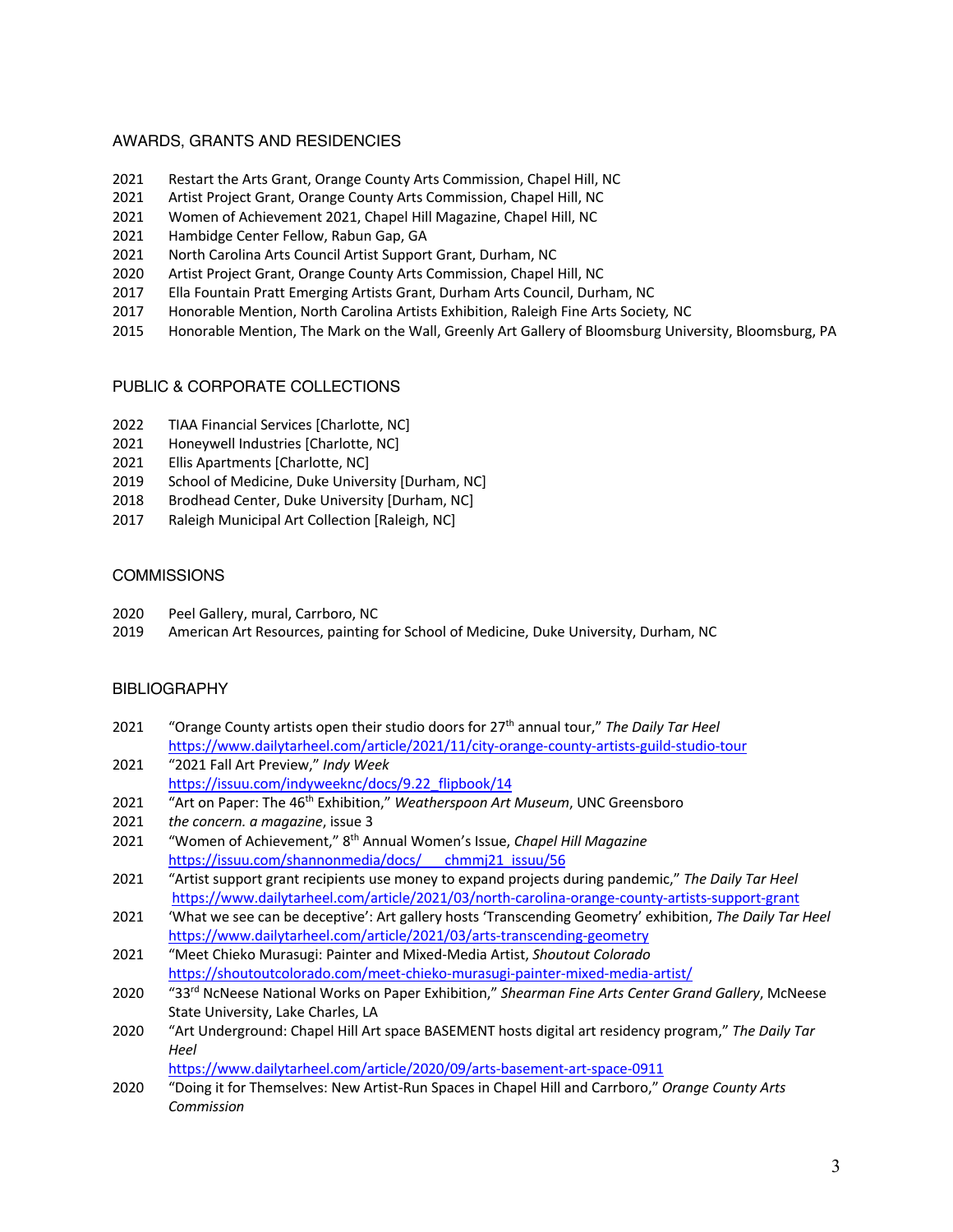## AWARDS, GRANTS AND RESIDENCIES

2021 Restart the Arts Grant, Orange County Arts Commission, Chapel Hill, NC
2021 Artist Project Grant, Orange County Arts Commission, Chapel Hill, NC
2021 Women of Achievement 2021, Chapel Hill Magazine, Chapel Hill, NC
2021 Hambidge Center Fellow, Rabun Gap, GA
2021 North Carolina Arts Council Artist Support Grant, Durham, NC
2020 Artist Project Grant, Orange County Arts Commission, Chapel Hill, NC
2017 Ella Fountain Pratt Emerging Artists Grant, Durham Arts Council, Durham, NC
2017 Honorable Mention, North Carolina Artists Exhibition, Raleigh Fine Arts Society, NC
2015 Honorable Mention, The Mark on the Wall, Greenly Art Gallery of Bloomsburg University, Bloomsburg, PA

## PUBLIC & CORPORATE COLLECTIONS

2022 TIAA Financial Services [Charlotte, NC]
2021 Honeywell Industries [Charlotte, NC]
2021 Ellis Apartments [Charlotte, NC]
2019 School of Medicine, Duke University [Durham, NC]
2018 Brodhead Center, Duke University [Durham, NC]
2017 Raleigh Municipal Art Collection [Raleigh, NC]

## COMMISSIONS

2020 Peel Gallery, mural, Carrboro, NC
2019 American Art Resources, painting for School of Medicine, Duke University, Durham, NC

## BIBLIOGRAPHY

2021 "Orange County artists open their studio doors for 27th annual tour," *The Daily Tar Heel*
https://www.dailytarheel.com/article/2021/11/city-orange-county-artists-guild-studio-tour

2021 "2021 Fall Art Preview," *Indy Week*
https://issuu.com/indyweeknc/docs/9.22_flipbook/14

2021 "Art on Paper: The 46th Exhibition," *Weatherspoon Art Museum*, UNC Greensboro

2021 *the concern. a magazine*, issue 3

2021 "Women of Achievement," 8th Annual Women's Issue, *Chapel Hill Magazine*
https://issuu.com/shannonmedia/docs/___chmmj21_issuu/56

2021 "Artist support grant recipients use money to expand projects during pandemic," *The Daily Tar Heel*
https://www.dailytarheel.com/article/2021/03/north-carolina-orange-county-artists-support-grant

2021 'What we see can be deceptive': Art gallery hosts 'Transcending Geometry' exhibition, *The Daily Tar Heel*
https://www.dailytarheel.com/article/2021/03/arts-transcending-geometry

2021 "Meet Chieko Murasugi: Painter and Mixed-Media Artist, *Shoutout Colorado*
https://shoutoutcolorado.com/meet-chieko-murasugi-painter-mixed-media-artist/

2020 "33rd NcNeese National Works on Paper Exhibition," *Shearman Fine Arts Center Grand Gallery*, McNeese State University, Lake Charles, LA

2020 "Art Underground: Chapel Hill Art space BASEMENT hosts digital art residency program," *The Daily Tar Heel*
https://www.dailytarheel.com/article/2020/09/arts-basement-art-space-0911

2020 "Doing it for Themselves: New Artist-Run Spaces in Chapel Hill and Carrboro," *Orange County Arts Commission*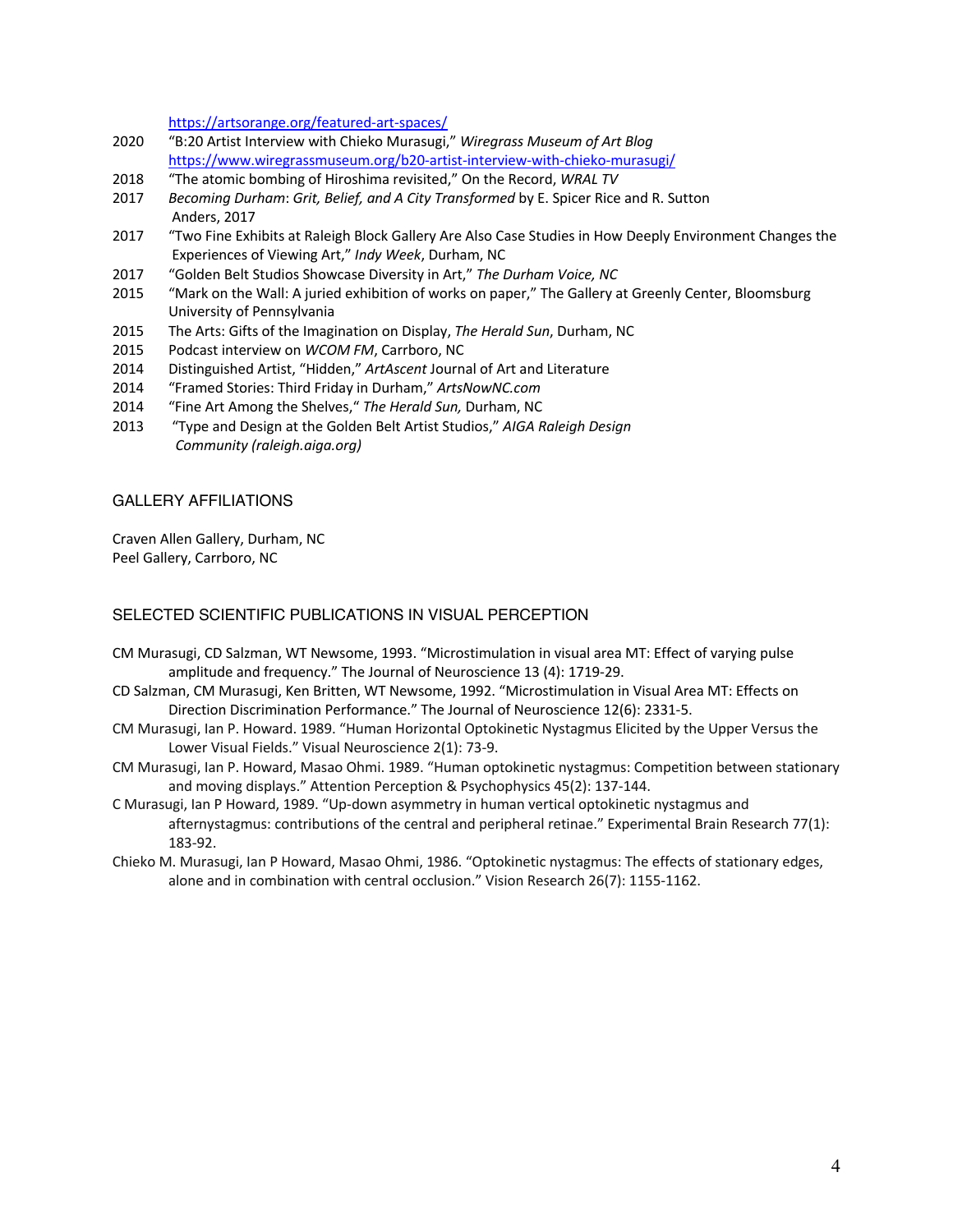https://artsorange.org/featured-art-spaces/

2020 "B:20 Artist Interview with Chieko Murasugi," *Wiregrass Museum of Art Blog* https://www.wiregrassmuseum.org/b20-artist-interview-with-chieko-murasugi/

2018 "The atomic bombing of Hiroshima revisited," On the Record, *WRAL TV*

2017 *Becoming Durham*: *Grit, Belief, and A City Transformed* by E. Spicer Rice and R. Sutton Anders, 2017

2017 "Two Fine Exhibits at Raleigh Block Gallery Are Also Case Studies in How Deeply Environment Changes the Experiences of Viewing Art," *Indy Week*, Durham, NC

2017 "Golden Belt Studios Showcase Diversity in Art," *The Durham Voice, NC*

2015 "Mark on the Wall: A juried exhibition of works on paper," The Gallery at Greenly Center, Bloomsburg University of Pennsylvania

2015 The Arts: Gifts of the Imagination on Display, *The Herald Sun*, Durham, NC

2015 Podcast interview on *WCOM FM*, Carrboro, NC

2014 Distinguished Artist, "Hidden," *ArtAscent* Journal of Art and Literature

2014 "Framed Stories: Third Friday in Durham," *ArtsNowNC.com*

2014 "Fine Art Among the Shelves," *The Herald Sun,* Durham, NC

2013 "Type and Design at the Golden Belt Artist Studios," *AIGA Raleigh Design Community (raleigh.aiga.org)*

## GALLERY AFFILIATIONS

Craven Allen Gallery, Durham, NC
Peel Gallery, Carrboro, NC

## SELECTED SCIENTIFIC PUBLICATIONS IN VISUAL PERCEPTION

CM Murasugi, CD Salzman, WT Newsome, 1993. "Microstimulation in visual area MT: Effect of varying pulse amplitude and frequency." The Journal of Neuroscience 13 (4): 1719-29.

CD Salzman, CM Murasugi, Ken Britten, WT Newsome, 1992. "Microstimulation in Visual Area MT: Effects on Direction Discrimination Performance." The Journal of Neuroscience 12(6): 2331-5.

CM Murasugi, Ian P. Howard. 1989. "Human Horizontal Optokinetic Nystagmus Elicited by the Upper Versus the Lower Visual Fields." Visual Neuroscience 2(1): 73-9.

CM Murasugi, Ian P. Howard, Masao Ohmi. 1989. "Human optokinetic nystagmus: Competition between stationary and moving displays." Attention Perception & Psychophysics 45(2): 137-144.

C Murasugi, Ian P Howard, 1989. "Up-down asymmetry in human vertical optokinetic nystagmus and afternystagmus: contributions of the central and peripheral retinae." Experimental Brain Research 77(1): 183-92.

Chieko M. Murasugi, Ian P Howard, Masao Ohmi, 1986. "Optokinetic nystagmus: The effects of stationary edges, alone and in combination with central occlusion." Vision Research 26(7): 1155-1162.